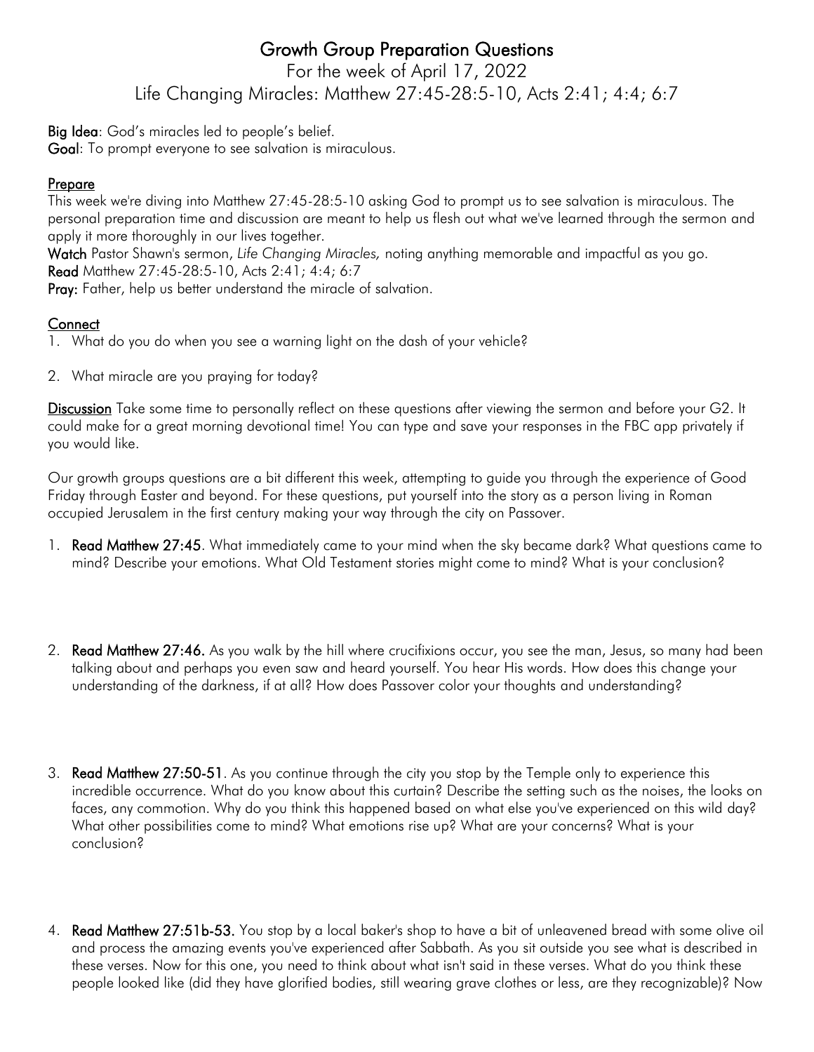# Growth Group Preparation Questions

For the week of April 17, 2022

Life Changing Miracles: Matthew 27:45-28:5-10, Acts 2:41; 4:4; 6:7

**Big Idea**: God's miracles led to people's belief.
**Goal**: To prompt everyone to see salvation is miraculous.

## Prepare

This week we're diving into Matthew 27:45-28:5-10 asking God to prompt us to see salvation is miraculous. The personal preparation time and discussion are meant to help us flesh out what we've learned through the sermon and apply it more thoroughly in our lives together.

**Watch** Pastor Shawn's sermon, *Life Changing Miracles,* noting anything memorable and impactful as you go.
**Read** Matthew 27:45-28:5-10, Acts 2:41; 4:4; 6:7
**Pray:** Father, help us better understand the miracle of salvation.

## Connect

1. What do you do when you see a warning light on the dash of your vehicle?

2. What miracle are you praying for today?

**Discussion** Take some time to personally reflect on these questions after viewing the sermon and before your G2. It could make for a great morning devotional time! You can type and save your responses in the FBC app privately if you would like.

Our growth groups questions are a bit different this week, attempting to guide you through the experience of Good Friday through Easter and beyond. For these questions, put yourself into the story as a person living in Roman occupied Jerusalem in the first century making your way through the city on Passover.

1. **Read Matthew 27:45**. What immediately came to your mind when the sky became dark? What questions came to mind? Describe your emotions. What Old Testament stories might come to mind? What is your conclusion?

2. **Read Matthew 27:46.** As you walk by the hill where crucifixions occur, you see the man, Jesus, so many had been talking about and perhaps you even saw and heard yourself. You hear His words. How does this change your understanding of the darkness, if at all? How does Passover color your thoughts and understanding?

3. **Read Matthew 27:50-51**. As you continue through the city you stop by the Temple only to experience this incredible occurrence. What do you know about this curtain? Describe the setting such as the noises, the looks on faces, any commotion. Why do you think this happened based on what else you've experienced on this wild day? What other possibilities come to mind? What emotions rise up? What are your concerns? What is your conclusion?

4. **Read Matthew 27:51b-53.** You stop by a local baker's shop to have a bit of unleavened bread with some olive oil and process the amazing events you've experienced after Sabbath. As you sit outside you see what is described in these verses. Now for this one, you need to think about what isn't said in these verses. What do you think these people looked like (did they have glorified bodies, still wearing grave clothes or less, are they recognizable)? Now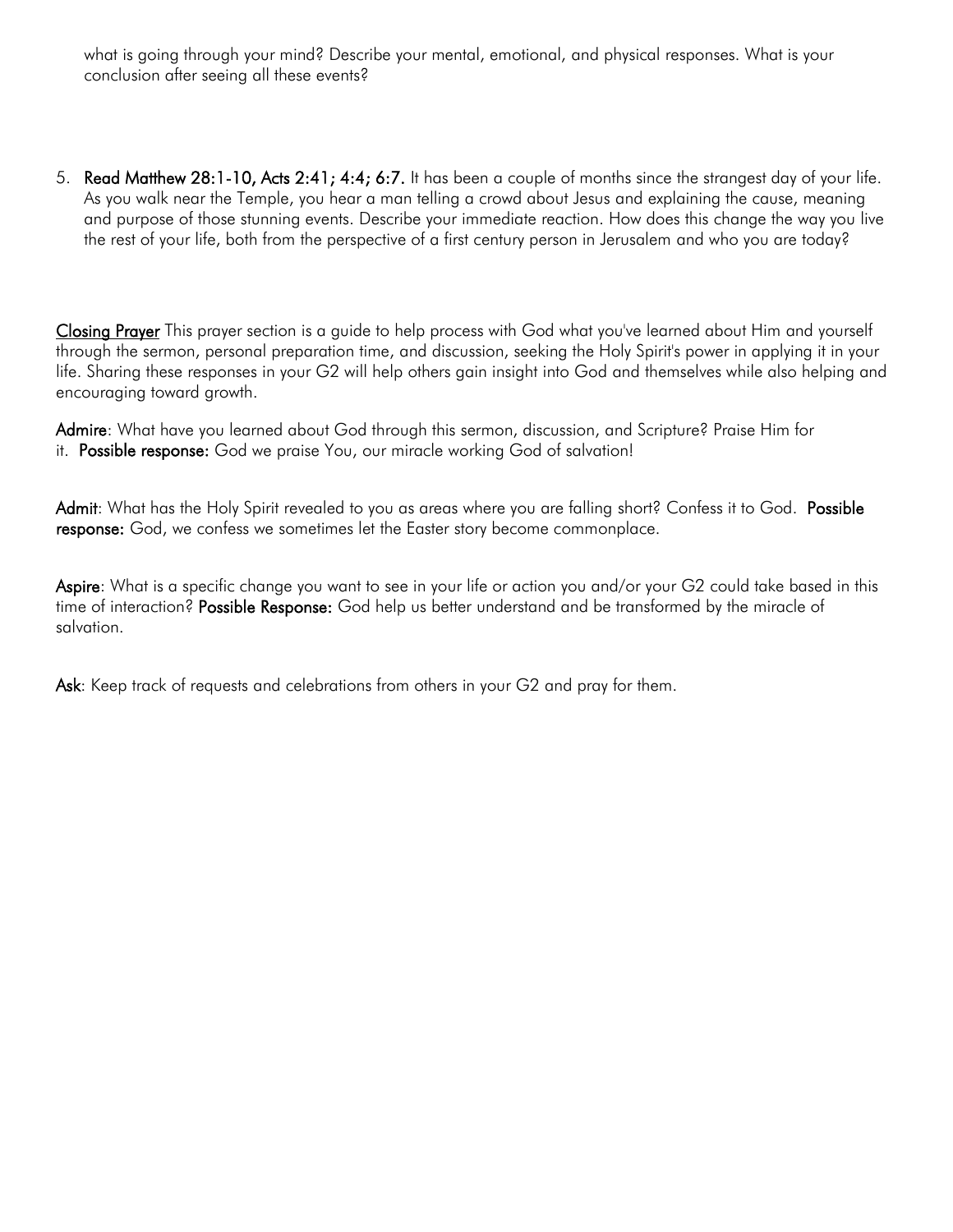what is going through your mind? Describe your mental, emotional, and physical responses. What is your conclusion after seeing all these events?

5. **Read Matthew 28:1-10, Acts 2:41; 4:4; 6:7.** It has been a couple of months since the strangest day of your life. As you walk near the Temple, you hear a man telling a crowd about Jesus and explaining the cause, meaning and purpose of those stunning events. Describe your immediate reaction. How does this change the way you live the rest of your life, both from the perspective of a first century person in Jerusalem and who you are today?

**Closing Prayer** This prayer section is a guide to help process with God what you've learned about Him and yourself through the sermon, personal preparation time, and discussion, seeking the Holy Spirit's power in applying it in your life. Sharing these responses in your G2 will help others gain insight into God and themselves while also helping and encouraging toward growth.

**Admire**: What have you learned about God through this sermon, discussion, and Scripture? Praise Him for it. **Possible response:** God we praise You, our miracle working God of salvation!

**Admit**: What has the Holy Spirit revealed to you as areas where you are falling short? Confess it to God. **Possible response:** God, we confess we sometimes let the Easter story become commonplace.

**Aspire**: What is a specific change you want to see in your life or action you and/or your G2 could take based in this time of interaction? **Possible Response:** God help us better understand and be transformed by the miracle of salvation.

**Ask**: Keep track of requests and celebrations from others in your G2 and pray for them.